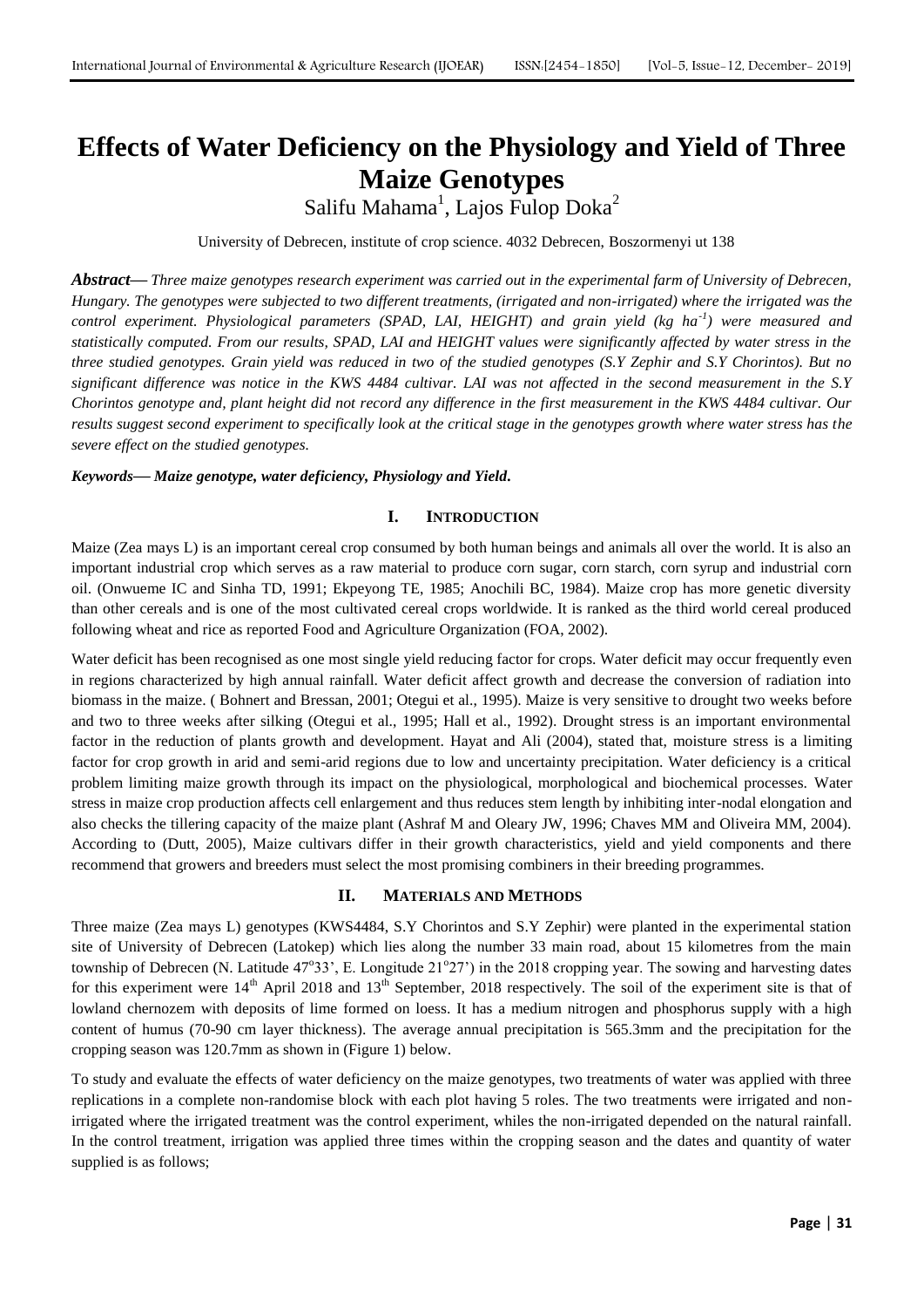# Effects of Water Deficiency on the Physiology and Yield of Three Maize Genotypes

Salifu Mahama[1], Lajos Fulop Doka[2]

University of Debrecen, institute of crop science. 4032 Debrecen, Boszormenyi ut 138

***Abstract—*** *Three maize genotypes research experiment was carried out in the experimental farm of University of Debrecen, Hungary. The genotypes were subjected to two different treatments, (irrigated and non-irrigated) where the irrigated was the control experiment. Physiological parameters (SPAD, LAI, HEIGHT) and grain yield (kg ha*$^{-1}$*) were measured and statistically computed. From our results, SPAD, LAI and HEIGHT values were significantly affected by water stress in the three studied genotypes. Grain yield was reduced in two of the studied genotypes (S.Y Zephir and S.Y Chorintos). But no significant difference was notice in the KWS 4484 cultivar. LAI was not affected in the second measurement in the S.Y Chorintos genotype and, plant height did not record any difference in the first measurement in the KWS 4484 cultivar. Our results suggest second experiment to specifically look at the critical stage in the genotypes growth where water stress has the severe effect on the studied genotypes.*

***Keywords— Maize genotype, water deficiency, Physiology and Yield.***

## I. INTRODUCTION

Maize (Zea mays L) is an important cereal crop consumed by both human beings and animals all over the world. It is also an important industrial crop which serves as a raw material to produce corn sugar, corn starch, corn syrup and industrial corn oil. (Onwueme IC and Sinha TD, 1991; Ekpeyong TE, 1985; Anochili BC, 1984). Maize crop has more genetic diversity than other cereals and is one of the most cultivated cereal crops worldwide. It is ranked as the third world cereal produced following wheat and rice as reported Food and Agriculture Organization (FOA, 2002).

Water deficit has been recognised as one most single yield reducing factor for crops. Water deficit may occur frequently even in regions characterized by high annual rainfall. Water deficit affect growth and decrease the conversion of radiation into biomass in the maize. ( Bohnert and Bressan, 2001; Otegui et al., 1995). Maize is very sensitive to drought two weeks before and two to three weeks after silking (Otegui et al., 1995; Hall et al., 1992). Drought stress is an important environmental factor in the reduction of plants growth and development. Hayat and Ali (2004), stated that, moisture stress is a limiting factor for crop growth in arid and semi-arid regions due to low and uncertainty precipitation. Water deficiency is a critical problem limiting maize growth through its impact on the physiological, morphological and biochemical processes. Water stress in maize crop production affects cell enlargement and thus reduces stem length by inhibiting inter-nodal elongation and also checks the tillering capacity of the maize plant (Ashraf M and Oleary JW, 1996; Chaves MM and Oliveira MM, 2004). According to (Dutt, 2005), Maize cultivars differ in their growth characteristics, yield and yield components and there recommend that growers and breeders must select the most promising combiners in their breeding programmes.

## II. MATERIALS AND METHODS

Three maize (Zea mays L) genotypes (KWS4484, S.Y Chorintos and S.Y Zephir) were planted in the experimental station site of University of Debrecen (Latokep) which lies along the number 33 main road, about 15 kilometres from the main township of Debrecen (N. Latitude 47°33', E. Longitude 21°27') in the 2018 cropping year. The sowing and harvesting dates for this experiment were 14th April 2018 and 13th September, 2018 respectively. The soil of the experiment site is that of lowland chernozem with deposits of lime formed on loess. It has a medium nitrogen and phosphorus supply with a high content of humus (70-90 cm layer thickness). The average annual precipitation is 565.3mm and the precipitation for the cropping season was 120.7mm as shown in (Figure 1) below.

To study and evaluate the effects of water deficiency on the maize genotypes, two treatments of water was applied with three replications in a complete non-randomise block with each plot having 5 roles. The two treatments were irrigated and non-irrigated where the irrigated treatment was the control experiment, whiles the non-irrigated depended on the natural rainfall. In the control treatment, irrigation was applied three times within the cropping season and the dates and quantity of water supplied is as follows;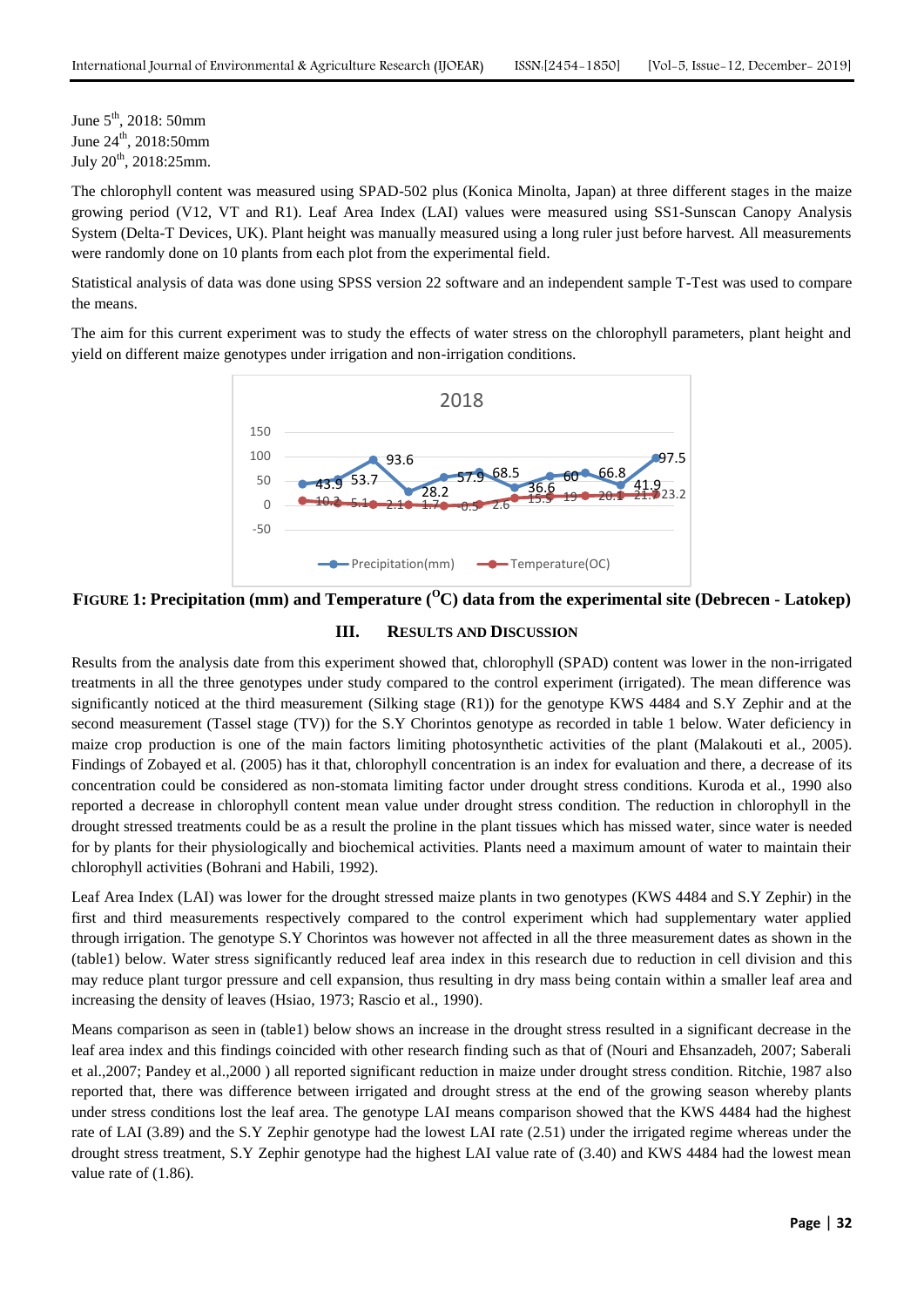June 5th, 2018: 50mm
June 24th, 2018:50mm
July 20th, 2018:25mm.

The chlorophyll content was measured using SPAD-502 plus (Konica Minolta, Japan) at three different stages in the maize growing period (V12, VT and R1). Leaf Area Index (LAI) values were measured using SS1-Sunscan Canopy Analysis System (Delta-T Devices, UK). Plant height was manually measured using a long ruler just before harvest. All measurements were randomly done on 10 plants from each plot from the experimental field.

Statistical analysis of data was done using SPSS version 22 software and an independent sample T-Test was used to compare the means.

The aim for this current experiment was to study the effects of water stress on the chlorophyll parameters, plant height and yield on different maize genotypes under irrigation and non-irrigation conditions.

**FIGURE 1: Precipitation (mm) and Temperature ($^{O}$C) data from the experimental site (Debrecen - Latokep)**

## III. RESULTS AND DISCUSSION

Results from the analysis date from this experiment showed that, chlorophyll (SPAD) content was lower in the non-irrigated treatments in all the three genotypes under study compared to the control experiment (irrigated). The mean difference was significantly noticed at the third measurement (Silking stage (R1)) for the genotype KWS 4484 and S.Y Zephir and at the second measurement (Tassel stage (TV)) for the S.Y Chorintos genotype as recorded in table 1 below. Water deficiency in maize crop production is one of the main factors limiting photosynthetic activities of the plant (Malakouti et al., 2005). Findings of Zobayed et al. (2005) has it that, chlorophyll concentration is an index for evaluation and there, a decrease of its concentration could be considered as non-stomata limiting factor under drought stress conditions. Kuroda et al., 1990 also reported a decrease in chlorophyll content mean value under drought stress condition. The reduction in chlorophyll in the drought stressed treatments could be as a result the proline in the plant tissues which has missed water, since water is needed for by plants for their physiologically and biochemical activities. Plants need a maximum amount of water to maintain their chlorophyll activities (Bohrani and Habili, 1992).

Leaf Area Index (LAI) was lower for the drought stressed maize plants in two genotypes (KWS 4484 and S.Y Zephir) in the first and third measurements respectively compared to the control experiment which had supplementary water applied through irrigation. The genotype S.Y Chorintos was however not affected in all the three measurement dates as shown in the (table1) below. Water stress significantly reduced leaf area index in this research due to reduction in cell division and this may reduce plant turgor pressure and cell expansion, thus resulting in dry mass being contain within a smaller leaf area and increasing the density of leaves (Hsiao, 1973; Rascio et al., 1990).

Means comparison as seen in (table1) below shows an increase in the drought stress resulted in a significant decrease in the leaf area index and this findings coincided with other research finding such as that of (Nouri and Ehsanzadeh, 2007; Saberali et al.,2007; Pandey et al.,2000 ) all reported significant reduction in maize under drought stress condition. Ritchie, 1987 also reported that, there was difference between irrigated and drought stress at the end of the growing season whereby plants under stress conditions lost the leaf area. The genotype LAI means comparison showed that the KWS 4484 had the highest rate of LAI (3.89) and the S.Y Zephir genotype had the lowest LAI rate (2.51) under the irrigated regime whereas under the drought stress treatment, S.Y Zephir genotype had the highest LAI value rate of (3.40) and KWS 4484 had the lowest mean value rate of (1.86).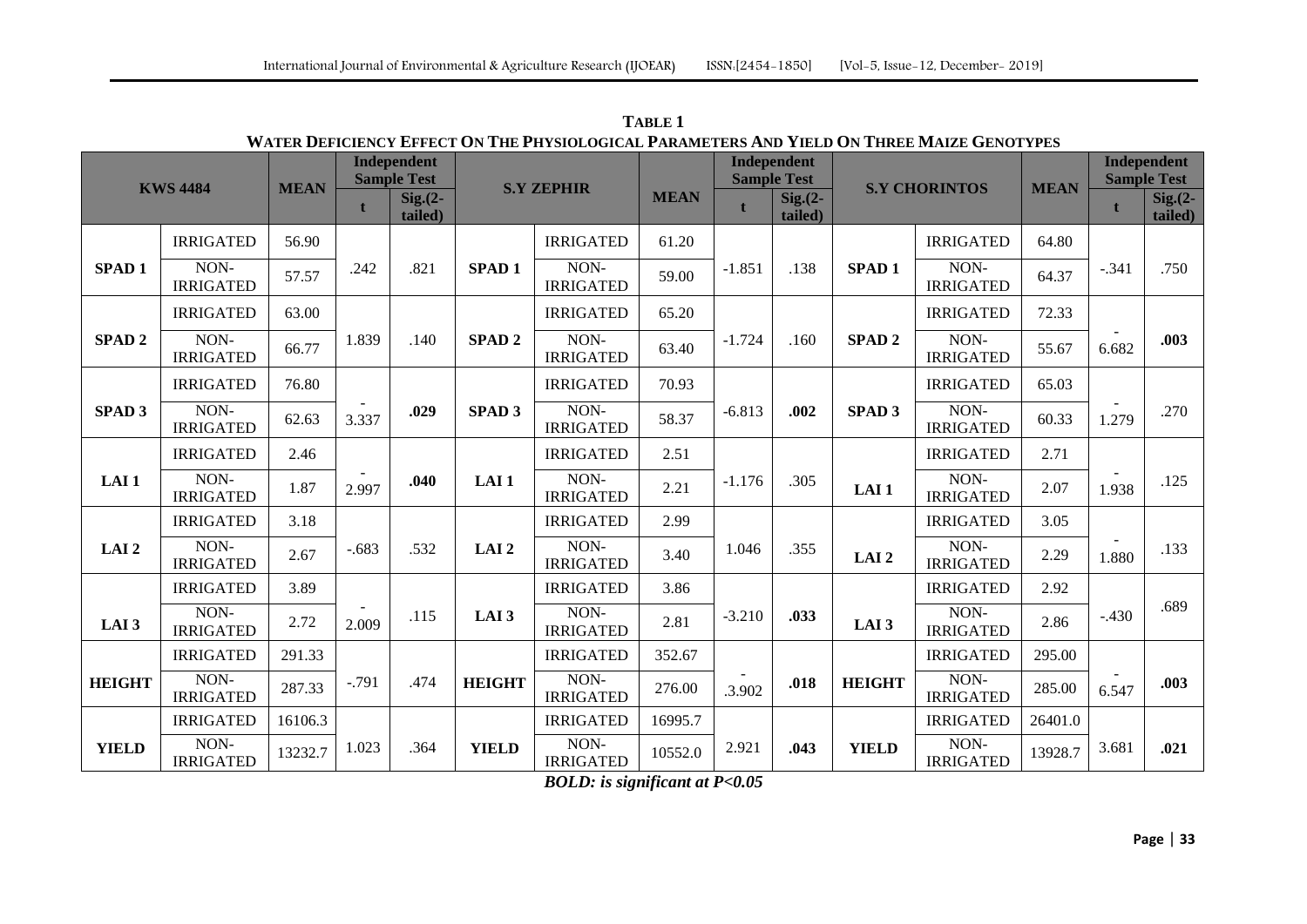**TABLE 1**
**WATER DEFICIENCY EFFECT ON THE PHYSIOLOGICAL PARAMETERS AND YIELD ON THREE MAIZE GENOTYPES**

| KWS 4484 | | MEAN | Independent Sample Test | | S.Y ZEPHIR | | MEAN | Independent Sample Test | | S.Y CHORINTOS | | MEAN | Independent Sample Test | |
|---|---|---|---|---|---|---|---|---|---|---|---|---|---|---|
| | | | t | Sig.(2-tailed) | | | | t | Sig.(2-tailed) | | | | t | Sig.(2-tailed) |
| SPAD 1 | IRRIGATED | 56.90 | .242 | .821 | SPAD 1 | IRRIGATED | 61.20 | -1.851 | .138 | SPAD 1 | IRRIGATED | 64.80 | -.341 | .750 |
| | NON-IRRIGATED | 57.57 | | | | NON-IRRIGATED | 59.00 | | | | NON-IRRIGATED | 64.37 | | |
| SPAD 2 | IRRIGATED | 63.00 | 1.839 | .140 | SPAD 2 | IRRIGATED | 65.20 | -1.724 | .160 | SPAD 2 | IRRIGATED | 72.33 | -6.682 | **.003** |
| | NON-IRRIGATED | 66.77 | | | | NON-IRRIGATED | 63.40 | | | | NON-IRRIGATED | 55.67 | | |
| SPAD 3 | IRRIGATED | 76.80 | -3.337 | **.029** | SPAD 3 | IRRIGATED | 70.93 | -6.813 | **.002** | SPAD 3 | IRRIGATED | 65.03 | -1.279 | .270 |
| | NON-IRRIGATED | 62.63 | | | | NON-IRRIGATED | 58.37 | | | | NON-IRRIGATED | 60.33 | | |
| LAI 1 | IRRIGATED | 2.46 | -2.997 | **.040** | LAI 1 | IRRIGATED | 2.51 | -1.176 | .305 | LAI 1 | IRRIGATED | 2.71 | -1.938 | .125 |
| | NON-IRRIGATED | 1.87 | | | | NON-IRRIGATED | 2.21 | | | | NON-IRRIGATED | 2.07 | | |
| LAI 2 | IRRIGATED | 3.18 | -.683 | .532 | LAI 2 | IRRIGATED | 2.99 | 1.046 | .355 | LAI 2 | IRRIGATED | 3.05 | -1.880 | .133 |
| | NON-IRRIGATED | 2.67 | | | | NON-IRRIGATED | 3.40 | | | | NON-IRRIGATED | 2.29 | | |
| LAI 3 | IRRIGATED | 3.89 | -2.009 | .115 | LAI 3 | IRRIGATED | 3.86 | -3.210 | **.033** | LAI 3 | IRRIGATED | 2.92 | -.430 | .689 |
| | NON-IRRIGATED | 2.72 | | | | NON-IRRIGATED | 2.81 | | | | NON-IRRIGATED | 2.86 | | |
| HEIGHT | IRRIGATED | 291.33 | -.791 | .474 | HEIGHT | IRRIGATED | 352.67 | -.3.902 | **.018** | HEIGHT | IRRIGATED | 295.00 | -6.547 | **.003** |
| | NON-IRRIGATED | 287.33 | | | | NON-IRRIGATED | 276.00 | | | | NON-IRRIGATED | 285.00 | | |
| YIELD | IRRIGATED | 16106.3 | 1.023 | .364 | YIELD | IRRIGATED | 16995.7 | 2.921 | **.043** | YIELD | IRRIGATED | 26401.0 | 3.681 | **.021** |
| | NON-IRRIGATED | 13232.7 | | | | NON-IRRIGATED | 10552.0 | | | | NON-IRRIGATED | 13928.7 | | |

***BOLD: is significant at P<0.05***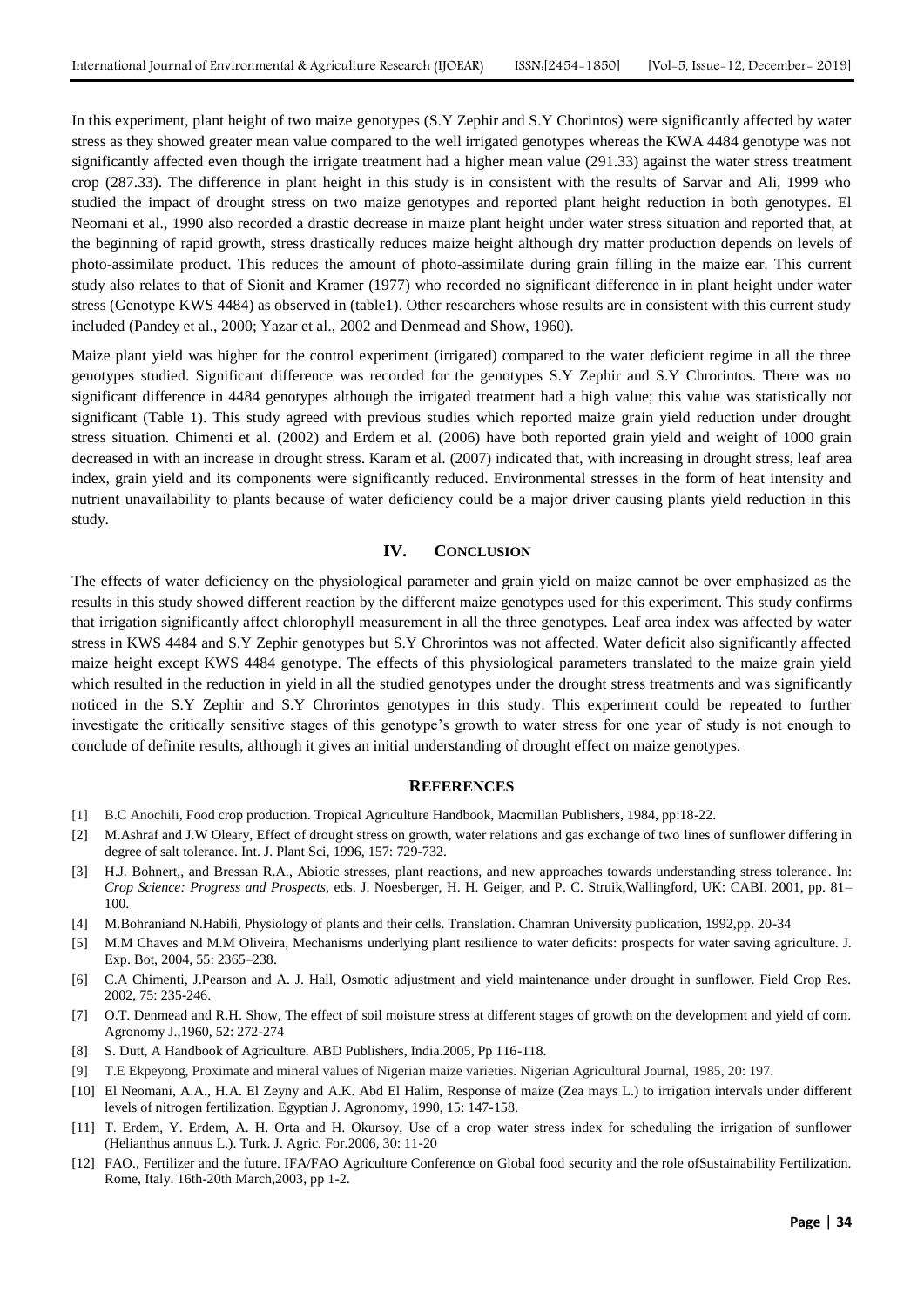In this experiment, plant height of two maize genotypes (S.Y Zephir and S.Y Chorintos) were significantly affected by water stress as they showed greater mean value compared to the well irrigated genotypes whereas the KWA 4484 genotype was not significantly affected even though the irrigate treatment had a higher mean value (291.33) against the water stress treatment crop (287.33). The difference in plant height in this study is in consistent with the results of Sarvar and Ali, 1999 who studied the impact of drought stress on two maize genotypes and reported plant height reduction in both genotypes. El Neomani et al., 1990 also recorded a drastic decrease in maize plant height under water stress situation and reported that, at the beginning of rapid growth, stress drastically reduces maize height although dry matter production depends on levels of photo-assimilate product. This reduces the amount of photo-assimilate during grain filling in the maize ear. This current study also relates to that of Sionit and Kramer (1977) who recorded no significant difference in in plant height under water stress (Genotype KWS 4484) as observed in (table1). Other researchers whose results are in consistent with this current study included (Pandey et al., 2000; Yazar et al., 2002 and Denmead and Show, 1960).

Maize plant yield was higher for the control experiment (irrigated) compared to the water deficient regime in all the three genotypes studied. Significant difference was recorded for the genotypes S.Y Zephir and S.Y Chrorintos. There was no significant difference in 4484 genotypes although the irrigated treatment had a high value; this value was statistically not significant (Table 1). This study agreed with previous studies which reported maize grain yield reduction under drought stress situation. Chimenti et al. (2002) and Erdem et al. (2006) have both reported grain yield and weight of 1000 grain decreased in with an increase in drought stress. Karam et al. (2007) indicated that, with increasing in drought stress, leaf area index, grain yield and its components were significantly reduced. Environmental stresses in the form of heat intensity and nutrient unavailability to plants because of water deficiency could be a major driver causing plants yield reduction in this study.

## IV. CONCLUSION

The effects of water deficiency on the physiological parameter and grain yield on maize cannot be over emphasized as the results in this study showed different reaction by the different maize genotypes used for this experiment. This study confirms that irrigation significantly affect chlorophyll measurement in all the three genotypes. Leaf area index was affected by water stress in KWS 4484 and S.Y Zephir genotypes but S.Y Chrorintos was not affected. Water deficit also significantly affected maize height except KWS 4484 genotype. The effects of this physiological parameters translated to the maize grain yield which resulted in the reduction in yield in all the studied genotypes under the drought stress treatments and was significantly noticed in the S.Y Zephir and S.Y Chrorintos genotypes in this study. This experiment could be repeated to further investigate the critically sensitive stages of this genotype's growth to water stress for one year of study is not enough to conclude of definite results, although it gives an initial understanding of drought effect on maize genotypes.

## REFERENCES

[1] B.C Anochili, Food crop production. Tropical Agriculture Handbook, Macmillan Publishers, 1984, pp:18-22.

[2] M.Ashraf and J.W Oleary, Effect of drought stress on growth, water relations and gas exchange of two lines of sunflower differing in degree of salt tolerance. Int. J. Plant Sci, 1996, 157: 729-732.

[3] H.J. Bohnert,, and Bressan R.A., Abiotic stresses, plant reactions, and new approaches towards understanding stress tolerance. In: *Crop Science: Progress and Prospects*, eds. J. Noesberger, H. H. Geiger, and P. C. Struik,Wallingford, UK: CABI. 2001, pp. 81–100.

[4] M.Bohraniand N.Habili, Physiology of plants and their cells. Translation. Chamran University publication, 1992,pp. 20-34

[5] M.M Chaves and M.M Oliveira, Mechanisms underlying plant resilience to water deficits: prospects for water saving agriculture. J. Exp. Bot, 2004, 55: 2365–238.

[6] C.A Chimenti, J.Pearson and A. J. Hall, Osmotic adjustment and yield maintenance under drought in sunflower. Field Crop Res. 2002, 75: 235-246.

[7] O.T. Denmead and R.H. Show, The effect of soil moisture stress at different stages of growth on the development and yield of corn. Agronomy J.,1960, 52: 272-274

[8] S. Dutt, A Handbook of Agriculture. ABD Publishers, India.2005, Pp 116-118.

[9] T.E Ekpeyong, Proximate and mineral values of Nigerian maize varieties. Nigerian Agricultural Journal, 1985, 20: 197.

[10] El Neomani, A.A., H.A. El Zeyny and A.K. Abd El Halim, Response of maize (Zea mays L.) to irrigation intervals under different levels of nitrogen fertilization. Egyptian J. Agronomy, 1990, 15: 147-158.

[11] T. Erdem, Y. Erdem, A. H. Orta and H. Okursoy, Use of a crop water stress index for scheduling the irrigation of sunflower (Helianthus annuus L.). Turk. J. Agric. For.2006, 30: 11-20

[12] FAO., Fertilizer and the future. IFA/FAO Agriculture Conference on Global food security and the role ofSustainability Fertilization. Rome, Italy. 16th-20th March,2003, pp 1-2.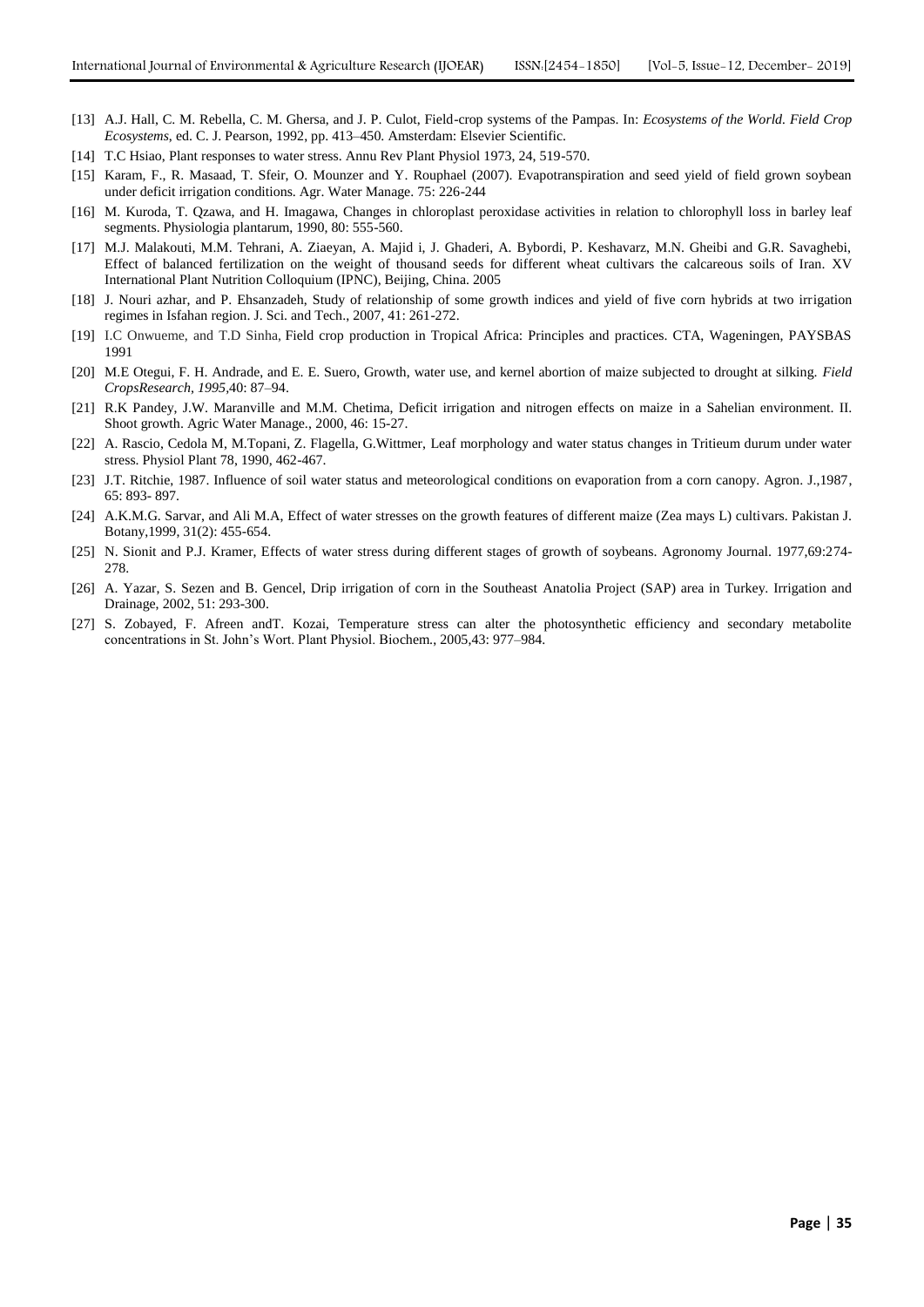[13] A.J. Hall, C. M. Rebella, C. M. Ghersa, and J. P. Culot, Field-crop systems of the Pampas. In: *Ecosystems of the World. Field Crop Ecosystems*, ed. C. J. Pearson, 1992, pp. 413–450. Amsterdam: Elsevier Scientific.

[14] T.C Hsiao, Plant responses to water stress. Annu Rev Plant Physiol 1973, 24, 519-570.

[15] Karam, F., R. Masaad, T. Sfeir, O. Mounzer and Y. Rouphael (2007). Evapotranspiration and seed yield of field grown soybean under deficit irrigation conditions. Agr. Water Manage. 75: 226-244

[16] M. Kuroda, T. Qzawa, and H. Imagawa, Changes in chloroplast peroxidase activities in relation to chlorophyll loss in barley leaf segments. Physiologia plantarum, 1990, 80: 555-560.

[17] M.J. Malakouti, M.M. Tehrani, A. Ziaeyan, A. Majid i, J. Ghaderi, A. Bybordi, P. Keshavarz, M.N. Gheibi and G.R. Savaghebi, Effect of balanced fertilization on the weight of thousand seeds for different wheat cultivars the calcareous soils of Iran. XV International Plant Nutrition Colloquium (IPNC), Beijing, China. 2005

[18] J. Nouri azhar, and P. Ehsanzadeh, Study of relationship of some growth indices and yield of five corn hybrids at two irrigation regimes in Isfahan region. J. Sci. and Tech., 2007, 41: 261-272.

[19] I.C Onwueme, and T.D Sinha, Field crop production in Tropical Africa: Principles and practices. CTA, Wageningen, PAYSBAS 1991

[20] M.E Otegui, F. H. Andrade, and E. E. Suero, Growth, water use, and kernel abortion of maize subjected to drought at silking. *Field CropsResearch, 1995*,40: 87–94.

[21] R.K Pandey, J.W. Maranville and M.M. Chetima, Deficit irrigation and nitrogen effects on maize in a Sahelian environment. II. Shoot growth. Agric Water Manage., 2000, 46: 15-27.

[22] A. Rascio, Cedola M, M.Topani, Z. Flagella, G.Wittmer, Leaf morphology and water status changes in Tritieum durum under water stress. Physiol Plant 78, 1990, 462-467.

[23] J.T. Ritchie, 1987. Influence of soil water status and meteorological conditions on evaporation from a corn canopy. Agron. J.,1987, 65: 893- 897.

[24] A.K.M.G. Sarvar, and Ali M.A, Effect of water stresses on the growth features of different maize (Zea mays L) cultivars. Pakistan J. Botany,1999, 31(2): 455-654.

[25] N. Sionit and P.J. Kramer, Effects of water stress during different stages of growth of soybeans. Agronomy Journal. 1977,69:274-278.

[26] A. Yazar, S. Sezen and B. Gencel, Drip irrigation of corn in the Southeast Anatolia Project (SAP) area in Turkey. Irrigation and Drainage, 2002, 51: 293-300.

[27] S. Zobayed, F. Afreen andT. Kozai, Temperature stress can alter the photosynthetic efficiency and secondary metabolite concentrations in St. John's Wort. Plant Physiol. Biochem., 2005,43: 977–984.